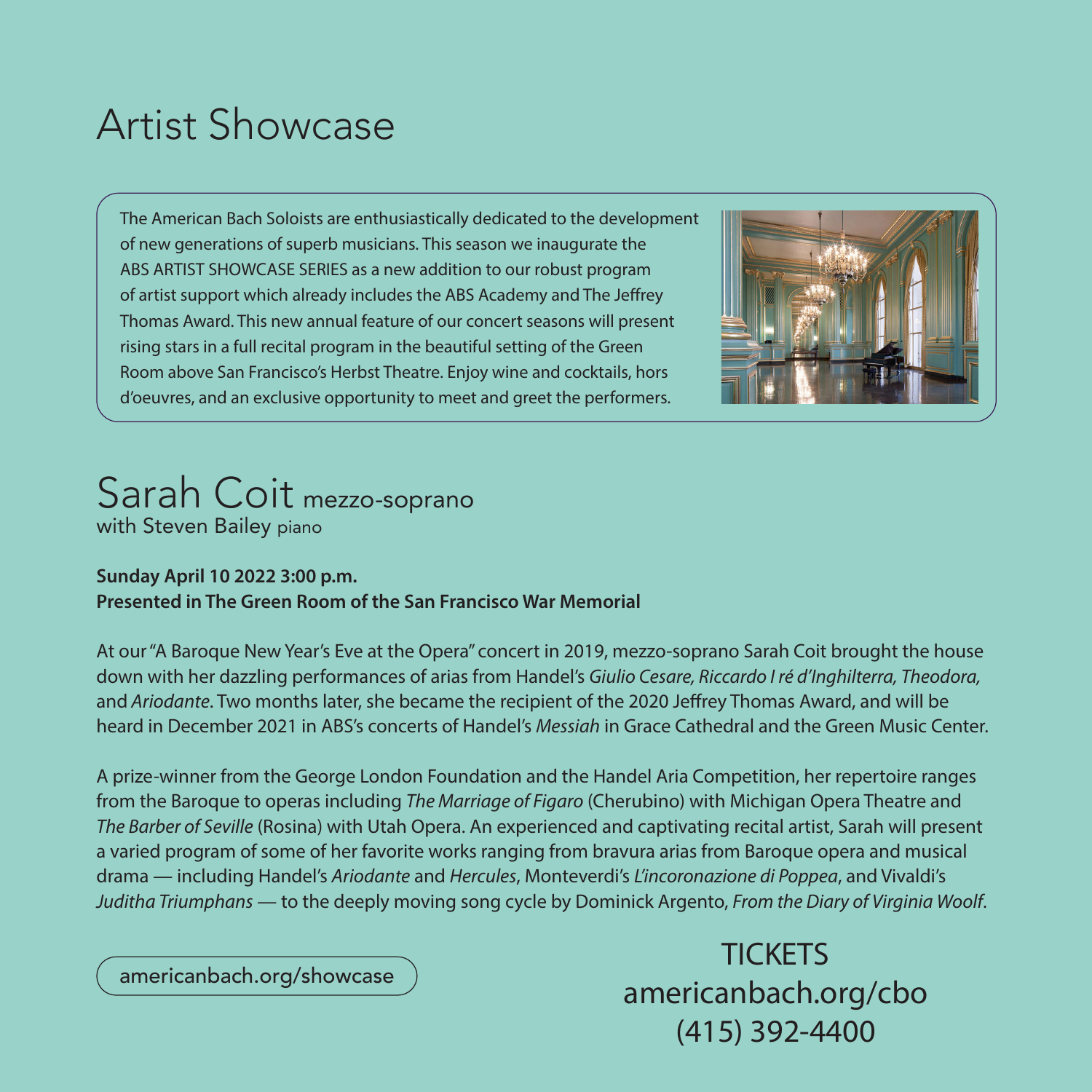# Artist Showcase

The American Bach Soloists are enthusiastically dedicated to the development of new generations of superb musicians. This season we inaugurate the ABS ARTIST SHOWCASE SERIES as a new addition to our robust program of artist support which already includes the ABS Academy and The Jeffrey Thomas Award. This new annual feature of our concert seasons will present rising stars in a full recital program in the beautiful setting of the Green Room above San Francisco's Herbst Theatre. Enjoy wine and cocktails, hors d'oeuvres, and an exclusive opportunity to meet and greet the performers.

## Sarah Coit mezzo-soprano

with Steven Bailey piano

**Sunday April 10 2022 3:00 p.m.**
**Presented in The Green Room of the San Francisco War Memorial**

At our "A Baroque New Year's Eve at the Opera" concert in 2019, mezzo-soprano Sarah Coit brought the house down with her dazzling performances of arias from Handel's *Giulio Cesare, Riccardo I ré d'Inghilterra, Theodora,* and *Ariodante*. Two months later, she became the recipient of the 2020 Jeffrey Thomas Award, and will be heard in December 2021 in ABS's concerts of Handel's *Messiah* in Grace Cathedral and the Green Music Center.

A prize-winner from the George London Foundation and the Handel Aria Competition, her repertoire ranges from the Baroque to operas including *The Marriage of Figaro* (Cherubino) with Michigan Opera Theatre and *The Barber of Seville* (Rosina) with Utah Opera. An experienced and captivating recital artist, Sarah will present a varied program of some of her favorite works ranging from bravura arias from Baroque opera and musical drama — including Handel's *Ariodante* and *Hercules*, Monteverdi's *L'incoronazione di Poppea*, and Vivaldi's *Juditha Triumphans* — to the deeply moving song cycle by Dominick Argento, *From the Diary of Virginia Woolf*.

americanbach.org/showcase

TICKETS
americanbach.org/cbo
(415) 392-4400